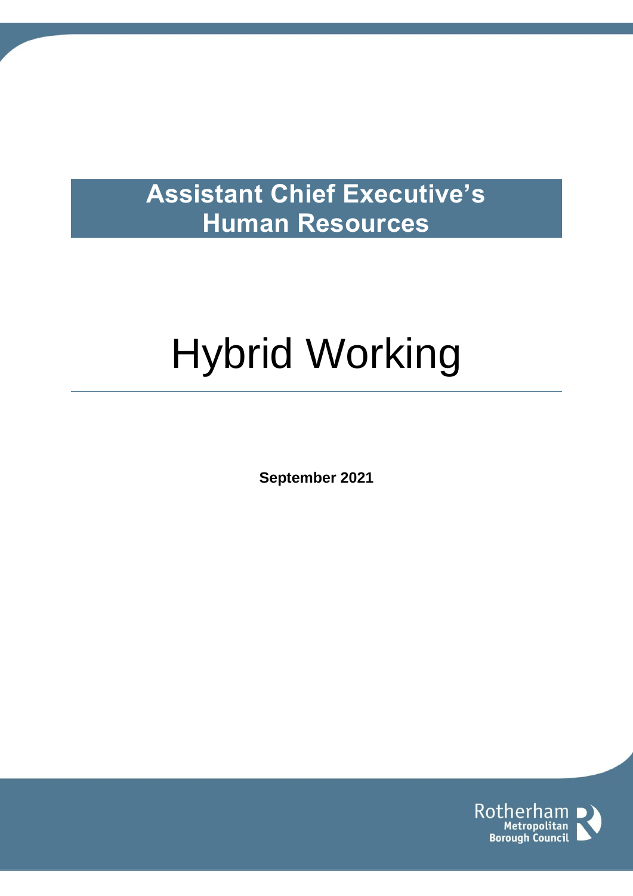**Assistant Chief Executive's**
**Human Resources**

# Hybrid Working

**September 2021**

Rotherham Metropolitan Borough Council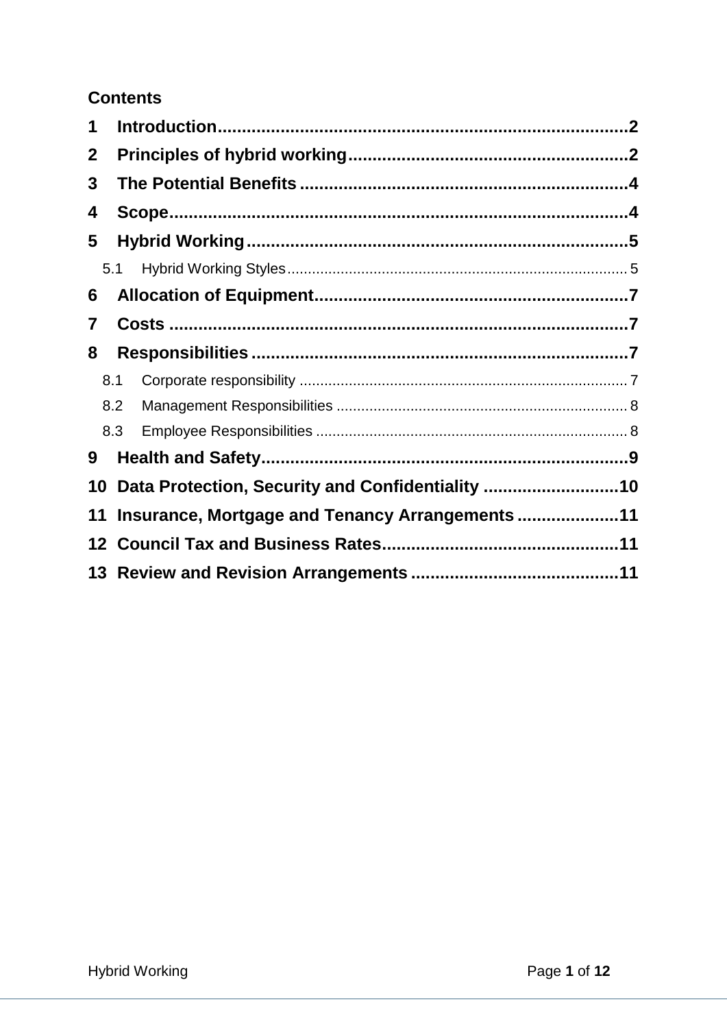**Contents**

1 Introduction....................................................................................2
2 Principles of hybrid working..........................................................2
3 The Potential Benefits ....................................................................4
4 Scope...............................................................................................4
5 Hybrid Working ...............................................................................5
  5.1 Hybrid Working Styles.................................................................................. 5
6 Allocation of Equipment.................................................................7
7 Costs ...............................................................................................7
8 Responsibilities ..............................................................................7
  8.1 Corporate responsibility ................................................................................ 7
  8.2 Management Responsibilities ....................................................................... 8
  8.3 Employee Responsibilities ............................................................................ 8
9 Health and Safety............................................................................9
10 Data Protection, Security and Confidentiality ............................10
11 Insurance, Mortgage and Tenancy Arrangements .....................11
12 Council Tax and Business Rates.................................................11
13 Review and Revision Arrangements ...........................................11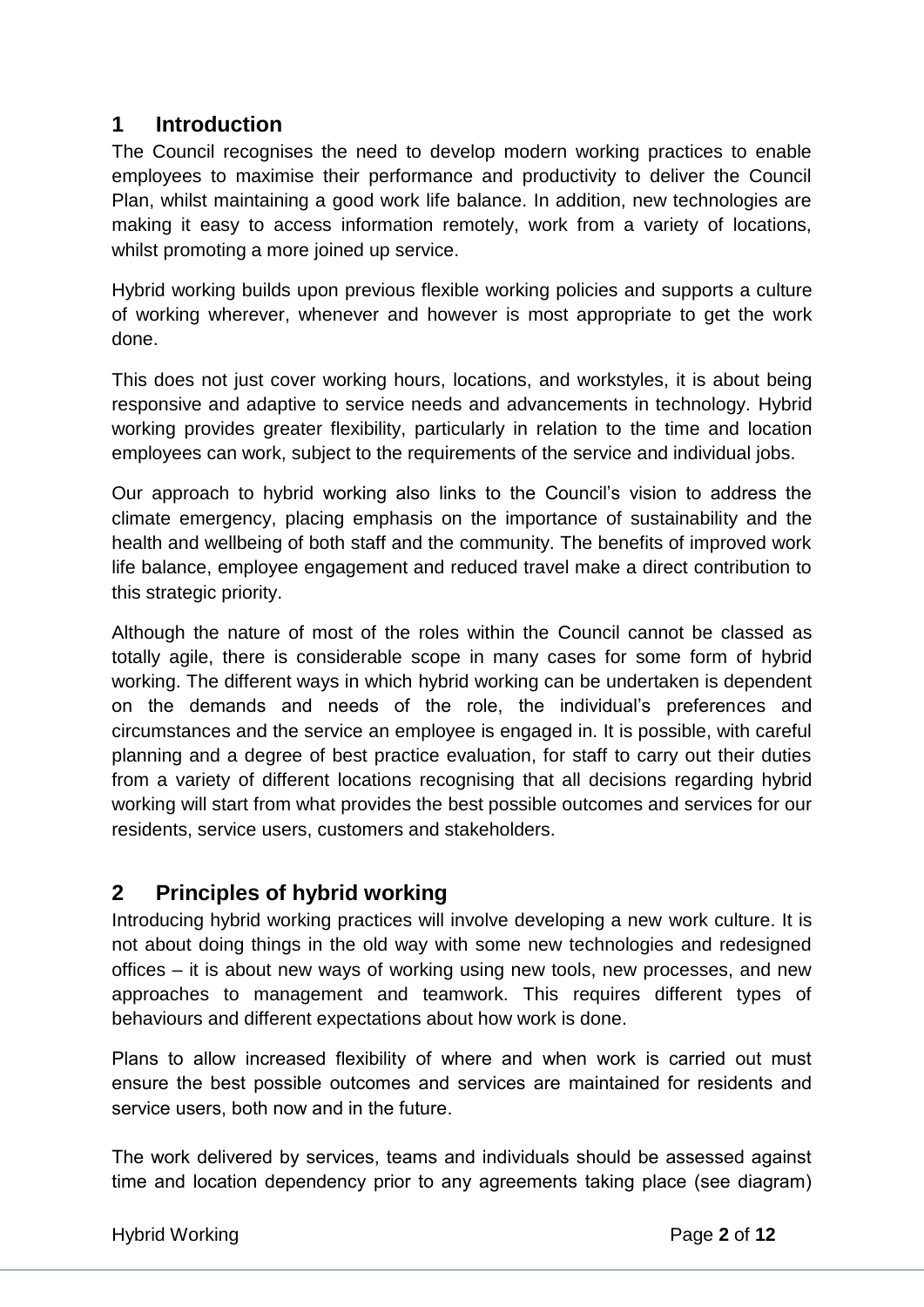## 1 Introduction

The Council recognises the need to develop modern working practices to enable employees to maximise their performance and productivity to deliver the Council Plan, whilst maintaining a good work life balance. In addition, new technologies are making it easy to access information remotely, work from a variety of locations, whilst promoting a more joined up service.

Hybrid working builds upon previous flexible working policies and supports a culture of working wherever, whenever and however is most appropriate to get the work done.

This does not just cover working hours, locations, and workstyles, it is about being responsive and adaptive to service needs and advancements in technology. Hybrid working provides greater flexibility, particularly in relation to the time and location employees can work, subject to the requirements of the service and individual jobs.

Our approach to hybrid working also links to the Council's vision to address the climate emergency, placing emphasis on the importance of sustainability and the health and wellbeing of both staff and the community. The benefits of improved work life balance, employee engagement and reduced travel make a direct contribution to this strategic priority.

Although the nature of most of the roles within the Council cannot be classed as totally agile, there is considerable scope in many cases for some form of hybrid working. The different ways in which hybrid working can be undertaken is dependent on the demands and needs of the role, the individual's preferences and circumstances and the service an employee is engaged in. It is possible, with careful planning and a degree of best practice evaluation, for staff to carry out their duties from a variety of different locations recognising that all decisions regarding hybrid working will start from what provides the best possible outcomes and services for our residents, service users, customers and stakeholders.

## 2 Principles of hybrid working

Introducing hybrid working practices will involve developing a new work culture. It is not about doing things in the old way with some new technologies and redesigned offices – it is about new ways of working using new tools, new processes, and new approaches to management and teamwork. This requires different types of behaviours and different expectations about how work is done.

Plans to allow increased flexibility of where and when work is carried out must ensure the best possible outcomes and services are maintained for residents and service users, both now and in the future.

The work delivered by services, teams and individuals should be assessed against time and location dependency prior to any agreements taking place (see diagram)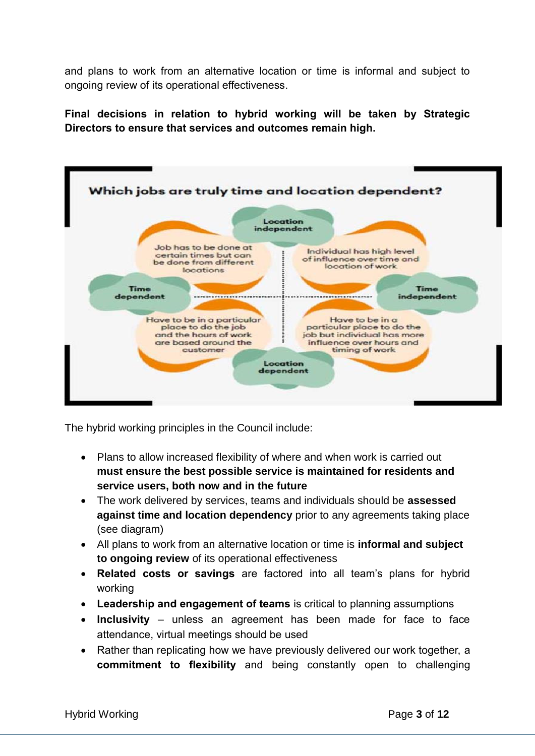and plans to work from an alternative location or time is informal and subject to ongoing review of its operational effectiveness.

**Final decisions in relation to hybrid working will be taken by Strategic Directors to ensure that services and outcomes remain high.**

**Which jobs are truly time and location dependent?**

Location independent

Job has to be done at certain times but can be done from different locations

Individual has high level of influence over time and location of work

Time dependent

Time independent

Have to be in a particular place to do the job and the hours of work are based around the customer

Have to be in a particular place to do the job but individual has more influence over hours and timing of work

Location dependent

The hybrid working principles in the Council include:

- Plans to allow increased flexibility of where and when work is carried out **must ensure the best possible service is maintained for residents and service users, both now and in the future**
- The work delivered by services, teams and individuals should be **assessed against time and location dependency** prior to any agreements taking place (see diagram)
- All plans to work from an alternative location or time is **informal and subject to ongoing review** of its operational effectiveness
- **Related costs or savings** are factored into all team's plans for hybrid working
- **Leadership and engagement of teams** is critical to planning assumptions
- **Inclusivity** – unless an agreement has been made for face to face attendance, virtual meetings should be used
- Rather than replicating how we have previously delivered our work together, a **commitment to flexibility** and being constantly open to challenging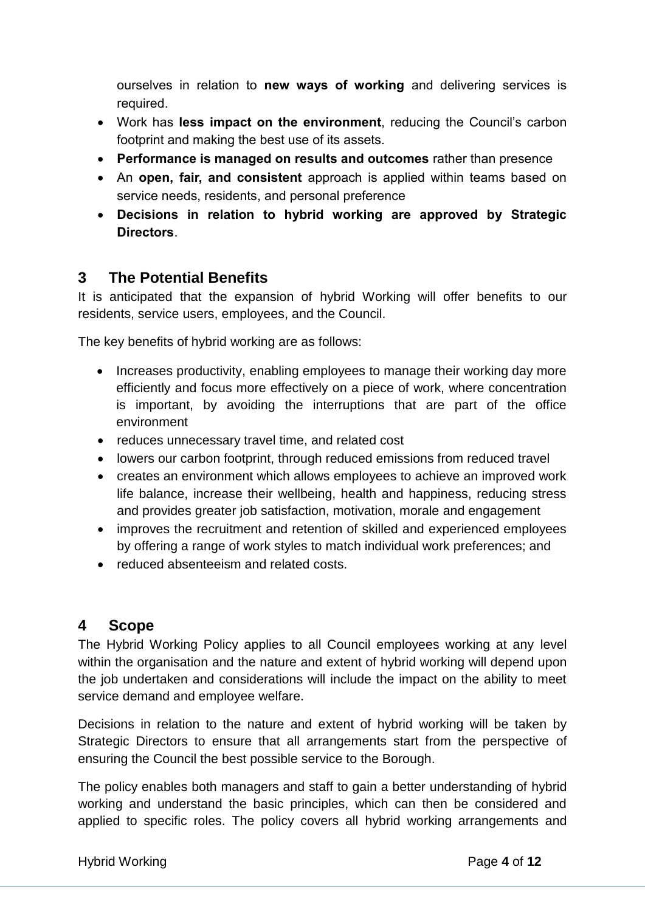ourselves in relation to **new ways of working** and delivering services is required.

- Work has **less impact on the environment**, reducing the Council's carbon footprint and making the best use of its assets.
- **Performance is managed on results and outcomes** rather than presence
- An **open, fair, and consistent** approach is applied within teams based on service needs, residents, and personal preference
- **Decisions in relation to hybrid working are approved by Strategic Directors**.

## 3 The Potential Benefits

It is anticipated that the expansion of hybrid Working will offer benefits to our residents, service users, employees, and the Council.

The key benefits of hybrid working are as follows:

- Increases productivity, enabling employees to manage their working day more efficiently and focus more effectively on a piece of work, where concentration is important, by avoiding the interruptions that are part of the office environment
- reduces unnecessary travel time, and related cost
- lowers our carbon footprint, through reduced emissions from reduced travel
- creates an environment which allows employees to achieve an improved work life balance, increase their wellbeing, health and happiness, reducing stress and provides greater job satisfaction, motivation, morale and engagement
- improves the recruitment and retention of skilled and experienced employees by offering a range of work styles to match individual work preferences; and
- reduced absenteeism and related costs.

## 4 Scope

The Hybrid Working Policy applies to all Council employees working at any level within the organisation and the nature and extent of hybrid working will depend upon the job undertaken and considerations will include the impact on the ability to meet service demand and employee welfare.

Decisions in relation to the nature and extent of hybrid working will be taken by Strategic Directors to ensure that all arrangements start from the perspective of ensuring the Council the best possible service to the Borough.

The policy enables both managers and staff to gain a better understanding of hybrid working and understand the basic principles, which can then be considered and applied to specific roles. The policy covers all hybrid working arrangements and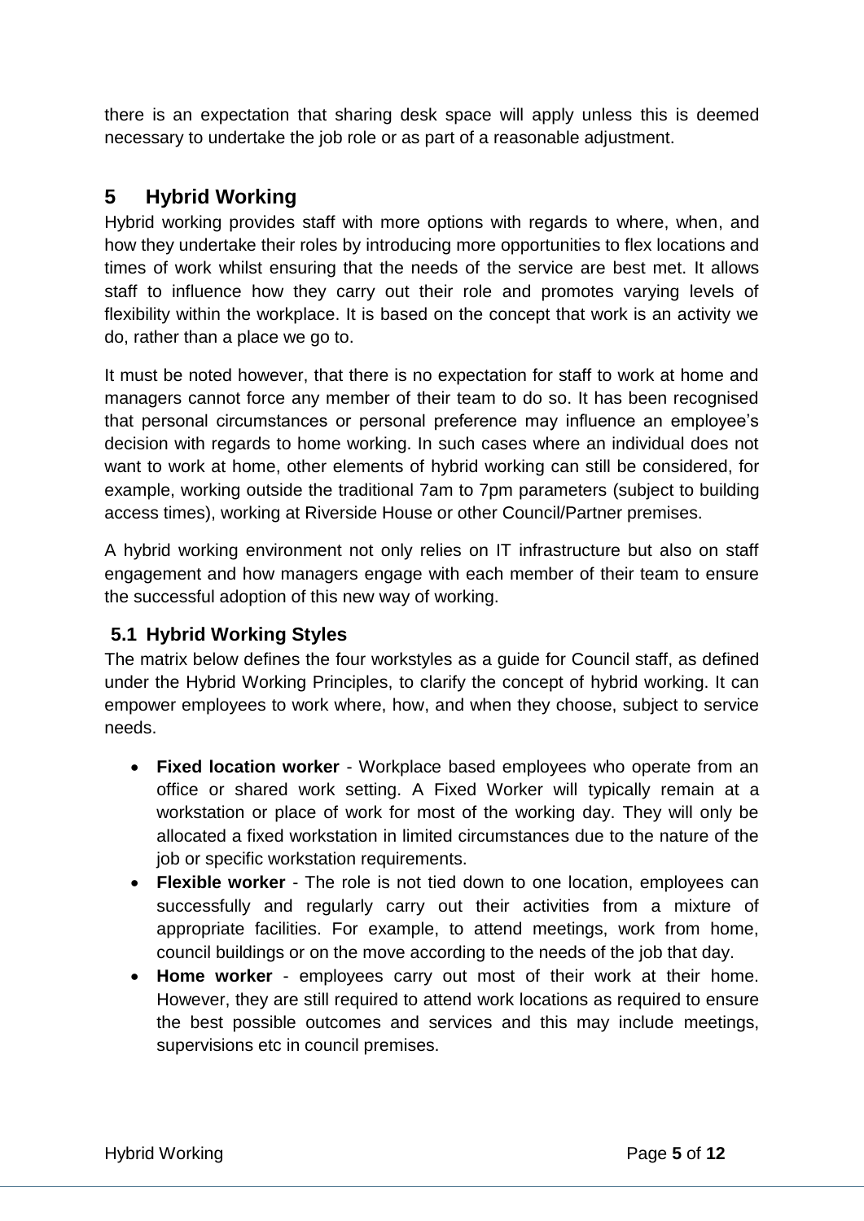there is an expectation that sharing desk space will apply unless this is deemed necessary to undertake the job role or as part of a reasonable adjustment.

## 5 Hybrid Working

Hybrid working provides staff with more options with regards to where, when, and how they undertake their roles by introducing more opportunities to flex locations and times of work whilst ensuring that the needs of the service are best met. It allows staff to influence how they carry out their role and promotes varying levels of flexibility within the workplace. It is based on the concept that work is an activity we do, rather than a place we go to.

It must be noted however, that there is no expectation for staff to work at home and managers cannot force any member of their team to do so. It has been recognised that personal circumstances or personal preference may influence an employee's decision with regards to home working. In such cases where an individual does not want to work at home, other elements of hybrid working can still be considered, for example, working outside the traditional 7am to 7pm parameters (subject to building access times), working at Riverside House or other Council/Partner premises.

A hybrid working environment not only relies on IT infrastructure but also on staff engagement and how managers engage with each member of their team to ensure the successful adoption of this new way of working.

### 5.1 Hybrid Working Styles

The matrix below defines the four workstyles as a guide for Council staff, as defined under the Hybrid Working Principles, to clarify the concept of hybrid working. It can empower employees to work where, how, and when they choose, subject to service needs.

- **Fixed location worker** - Workplace based employees who operate from an office or shared work setting. A Fixed Worker will typically remain at a workstation or place of work for most of the working day. They will only be allocated a fixed workstation in limited circumstances due to the nature of the job or specific workstation requirements.
- **Flexible worker** - The role is not tied down to one location, employees can successfully and regularly carry out their activities from a mixture of appropriate facilities. For example, to attend meetings, work from home, council buildings or on the move according to the needs of the job that day.
- **Home worker** - employees carry out most of their work at their home. However, they are still required to attend work locations as required to ensure the best possible outcomes and services and this may include meetings, supervisions etc in council premises.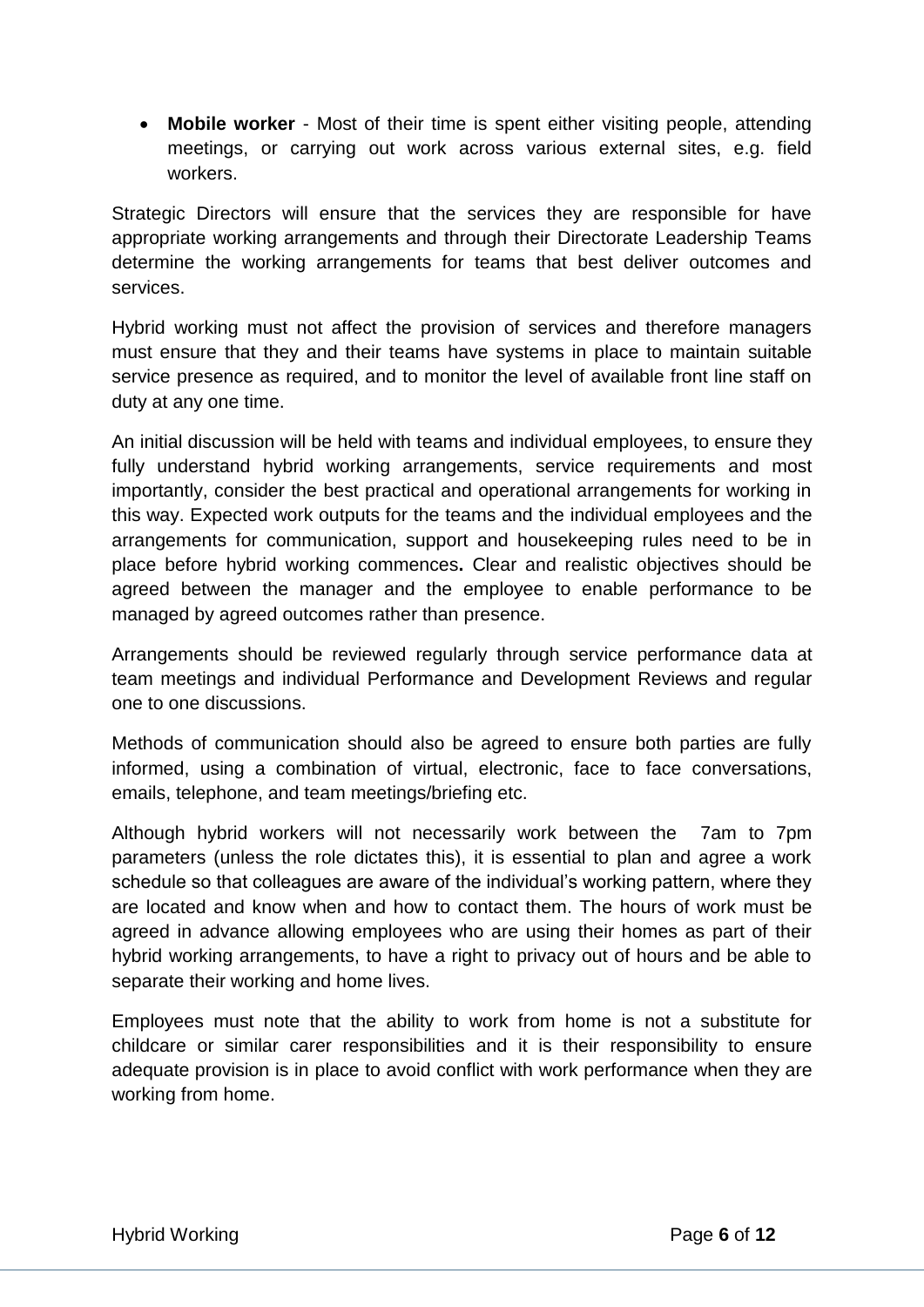- **Mobile worker** - Most of their time is spent either visiting people, attending meetings, or carrying out work across various external sites, e.g. field workers.

Strategic Directors will ensure that the services they are responsible for have appropriate working arrangements and through their Directorate Leadership Teams determine the working arrangements for teams that best deliver outcomes and services.

Hybrid working must not affect the provision of services and therefore managers must ensure that they and their teams have systems in place to maintain suitable service presence as required, and to monitor the level of available front line staff on duty at any one time.

An initial discussion will be held with teams and individual employees, to ensure they fully understand hybrid working arrangements, service requirements and most importantly, consider the best practical and operational arrangements for working in this way. Expected work outputs for the teams and the individual employees and the arrangements for communication, support and housekeeping rules need to be in place before hybrid working commences**.** Clear and realistic objectives should be agreed between the manager and the employee to enable performance to be managed by agreed outcomes rather than presence.

Arrangements should be reviewed regularly through service performance data at team meetings and individual Performance and Development Reviews and regular one to one discussions.

Methods of communication should also be agreed to ensure both parties are fully informed, using a combination of virtual, electronic, face to face conversations, emails, telephone, and team meetings/briefing etc.

Although hybrid workers will not necessarily work between the 7am to 7pm parameters (unless the role dictates this), it is essential to plan and agree a work schedule so that colleagues are aware of the individual's working pattern, where they are located and know when and how to contact them. The hours of work must be agreed in advance allowing employees who are using their homes as part of their hybrid working arrangements, to have a right to privacy out of hours and be able to separate their working and home lives.

Employees must note that the ability to work from home is not a substitute for childcare or similar carer responsibilities and it is their responsibility to ensure adequate provision is in place to avoid conflict with work performance when they are working from home.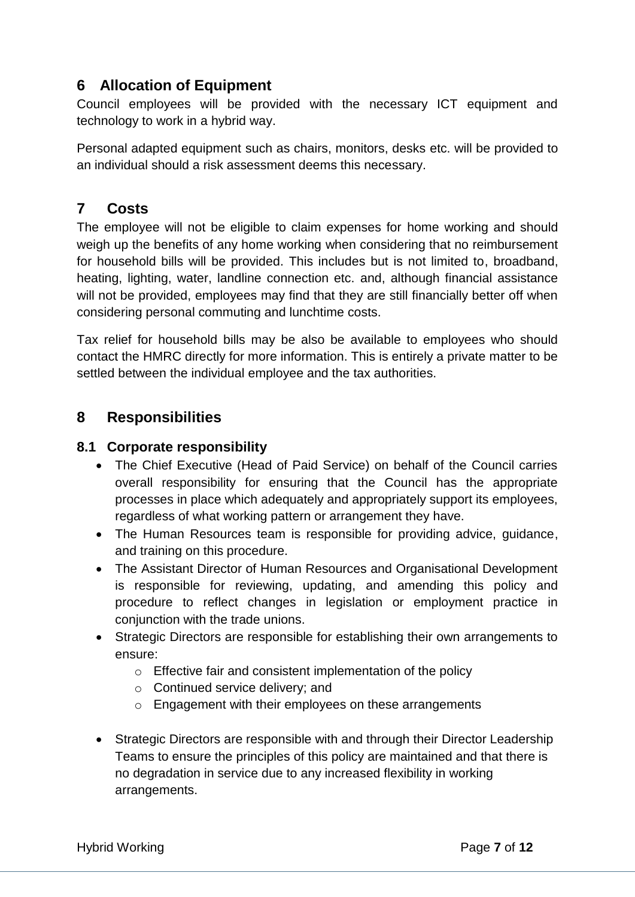## 6 Allocation of Equipment

Council employees will be provided with the necessary ICT equipment and technology to work in a hybrid way.

Personal adapted equipment such as chairs, monitors, desks etc. will be provided to an individual should a risk assessment deems this necessary.

## 7 Costs

The employee will not be eligible to claim expenses for home working and should weigh up the benefits of any home working when considering that no reimbursement for household bills will be provided. This includes but is not limited to, broadband, heating, lighting, water, landline connection etc. and, although financial assistance will not be provided, employees may find that they are still financially better off when considering personal commuting and lunchtime costs.

Tax relief for household bills may be also be available to employees who should contact the HMRC directly for more information. This is entirely a private matter to be settled between the individual employee and the tax authorities.

## 8 Responsibilities

### 8.1 Corporate responsibility

- The Chief Executive (Head of Paid Service) on behalf of the Council carries overall responsibility for ensuring that the Council has the appropriate processes in place which adequately and appropriately support its employees, regardless of what working pattern or arrangement they have.
- The Human Resources team is responsible for providing advice, guidance, and training on this procedure.
- The Assistant Director of Human Resources and Organisational Development is responsible for reviewing, updating, and amending this policy and procedure to reflect changes in legislation or employment practice in conjunction with the trade unions.
- Strategic Directors are responsible for establishing their own arrangements to ensure:
  - Effective fair and consistent implementation of the policy
  - Continued service delivery; and
  - Engagement with their employees on these arrangements
- Strategic Directors are responsible with and through their Director Leadership Teams to ensure the principles of this policy are maintained and that there is no degradation in service due to any increased flexibility in working arrangements.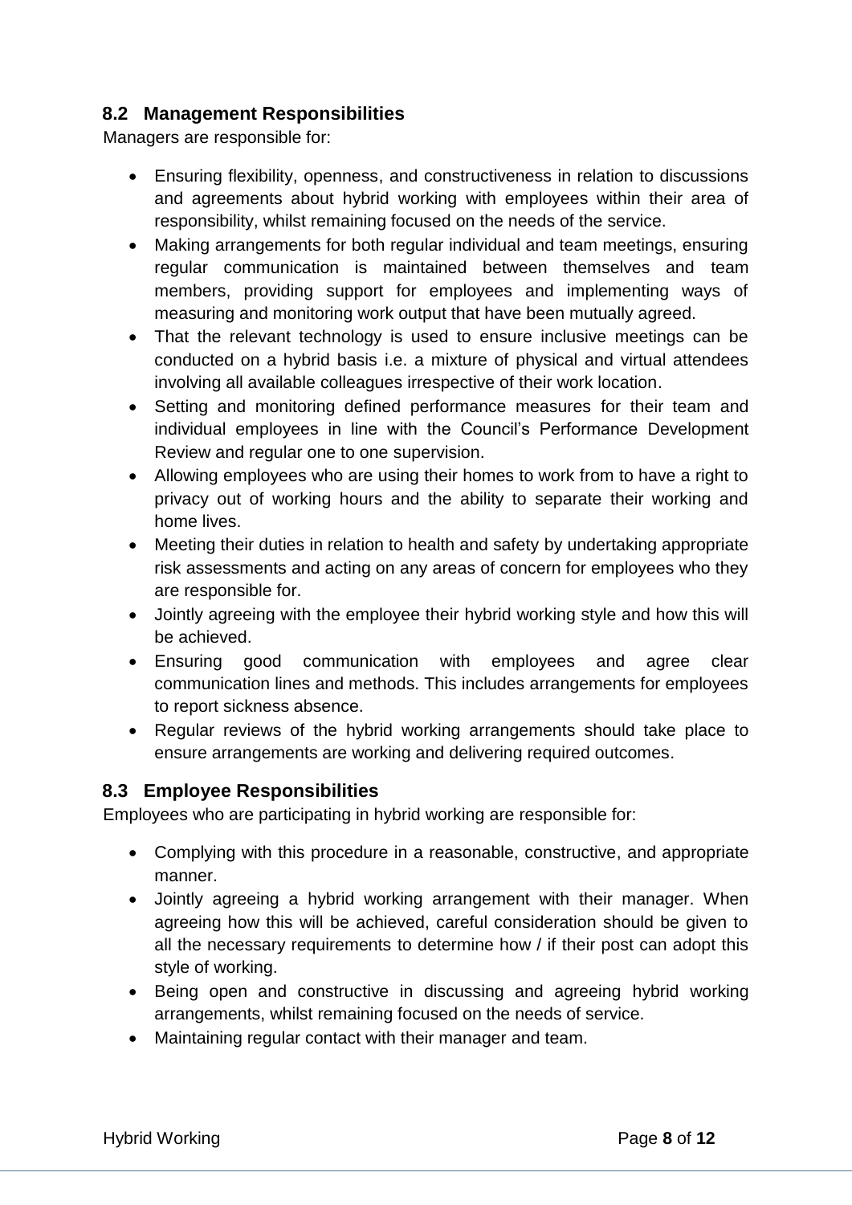### 8.2 Management Responsibilities

Managers are responsible for:

- Ensuring flexibility, openness, and constructiveness in relation to discussions and agreements about hybrid working with employees within their area of responsibility, whilst remaining focused on the needs of the service.
- Making arrangements for both regular individual and team meetings, ensuring regular communication is maintained between themselves and team members, providing support for employees and implementing ways of measuring and monitoring work output that have been mutually agreed.
- That the relevant technology is used to ensure inclusive meetings can be conducted on a hybrid basis i.e. a mixture of physical and virtual attendees involving all available colleagues irrespective of their work location.
- Setting and monitoring defined performance measures for their team and individual employees in line with the Council's Performance Development Review and regular one to one supervision.
- Allowing employees who are using their homes to work from to have a right to privacy out of working hours and the ability to separate their working and home lives.
- Meeting their duties in relation to health and safety by undertaking appropriate risk assessments and acting on any areas of concern for employees who they are responsible for.
- Jointly agreeing with the employee their hybrid working style and how this will be achieved.
- Ensuring good communication with employees and agree clear communication lines and methods. This includes arrangements for employees to report sickness absence.
- Regular reviews of the hybrid working arrangements should take place to ensure arrangements are working and delivering required outcomes.

### 8.3 Employee Responsibilities

Employees who are participating in hybrid working are responsible for:

- Complying with this procedure in a reasonable, constructive, and appropriate manner.
- Jointly agreeing a hybrid working arrangement with their manager. When agreeing how this will be achieved, careful consideration should be given to all the necessary requirements to determine how / if their post can adopt this style of working.
- Being open and constructive in discussing and agreeing hybrid working arrangements, whilst remaining focused on the needs of service.
- Maintaining regular contact with their manager and team.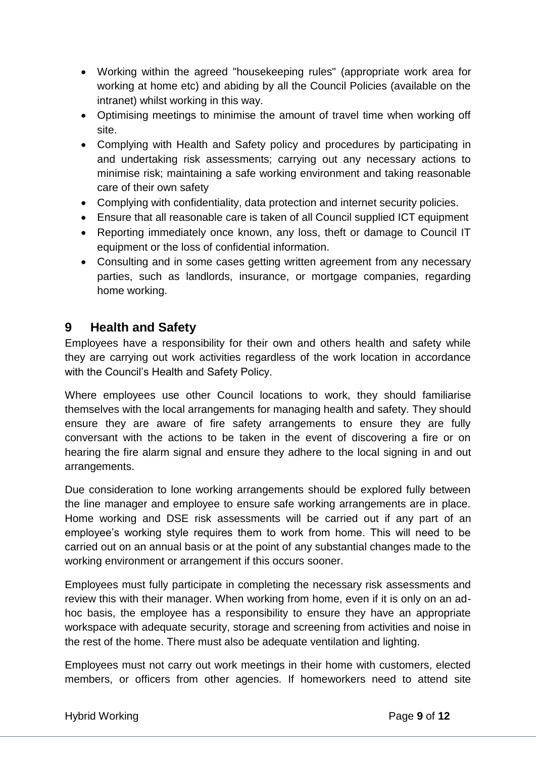- Working within the agreed "housekeeping rules" (appropriate work area for working at home etc) and abiding by all the Council Policies (available on the intranet) whilst working in this way.
- Optimising meetings to minimise the amount of travel time when working off site.
- Complying with Health and Safety policy and procedures by participating in and undertaking risk assessments; carrying out any necessary actions to minimise risk; maintaining a safe working environment and taking reasonable care of their own safety
- Complying with confidentiality, data protection and internet security policies.
- Ensure that all reasonable care is taken of all Council supplied ICT equipment
- Reporting immediately once known, any loss, theft or damage to Council IT equipment or the loss of confidential information.
- Consulting and in some cases getting written agreement from any necessary parties, such as landlords, insurance, or mortgage companies, regarding home working.

## 9 Health and Safety

Employees have a responsibility for their own and others health and safety while they are carrying out work activities regardless of the work location in accordance with the Council's Health and Safety Policy.

Where employees use other Council locations to work, they should familiarise themselves with the local arrangements for managing health and safety. They should ensure they are aware of fire safety arrangements to ensure they are fully conversant with the actions to be taken in the event of discovering a fire or on hearing the fire alarm signal and ensure they adhere to the local signing in and out arrangements.

Due consideration to lone working arrangements should be explored fully between the line manager and employee to ensure safe working arrangements are in place. Home working and DSE risk assessments will be carried out if any part of an employee's working style requires them to work from home. This will need to be carried out on an annual basis or at the point of any substantial changes made to the working environment or arrangement if this occurs sooner.

Employees must fully participate in completing the necessary risk assessments and review this with their manager. When working from home, even if it is only on an ad-hoc basis, the employee has a responsibility to ensure they have an appropriate workspace with adequate security, storage and screening from activities and noise in the rest of the home. There must also be adequate ventilation and lighting.

Employees must not carry out work meetings in their home with customers, elected members, or officers from other agencies. If homeworkers need to attend site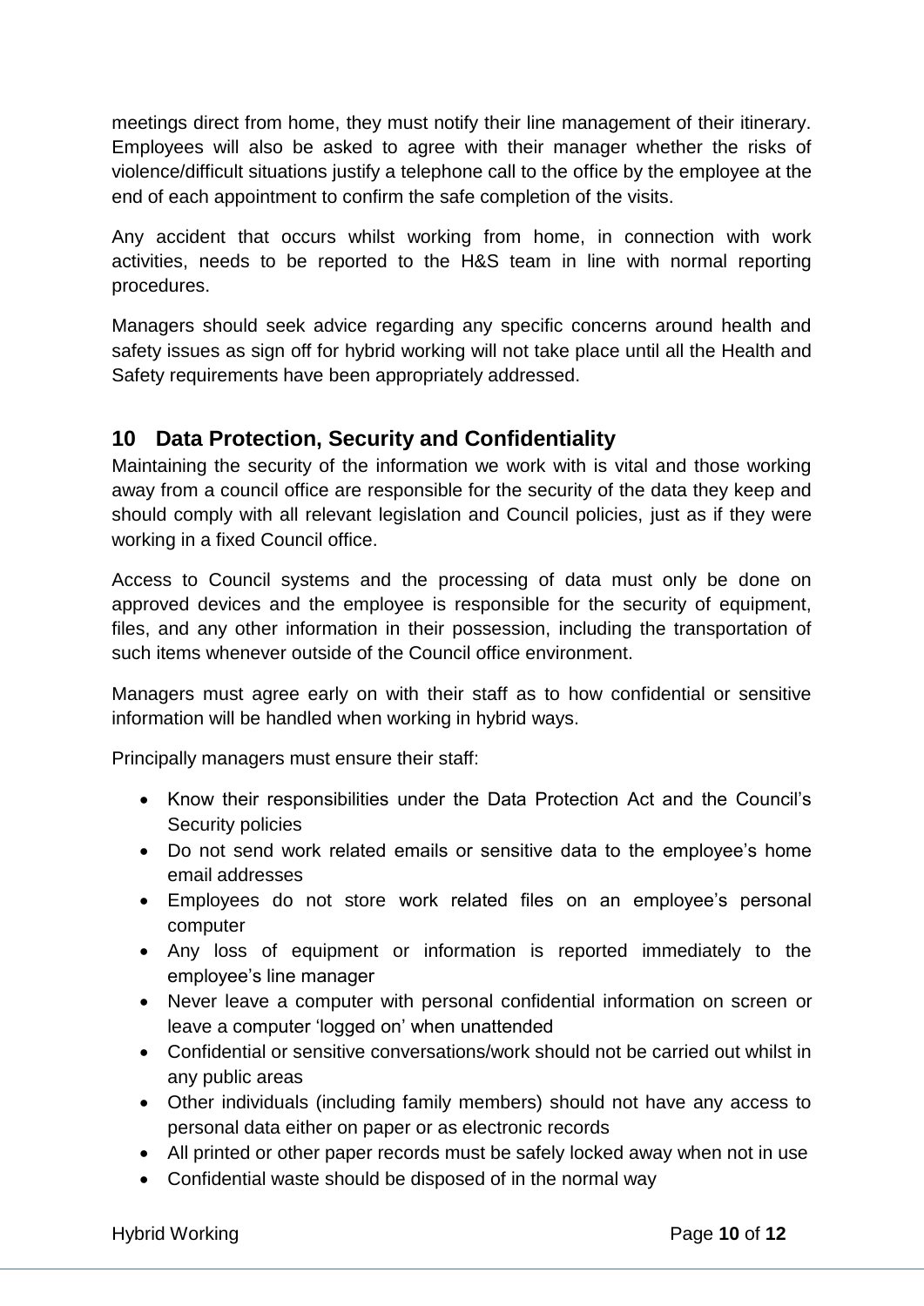meetings direct from home, they must notify their line management of their itinerary. Employees will also be asked to agree with their manager whether the risks of violence/difficult situations justify a telephone call to the office by the employee at the end of each appointment to confirm the safe completion of the visits.

Any accident that occurs whilst working from home, in connection with work activities, needs to be reported to the H&S team in line with normal reporting procedures.

Managers should seek advice regarding any specific concerns around health and safety issues as sign off for hybrid working will not take place until all the Health and Safety requirements have been appropriately addressed.

## 10 Data Protection, Security and Confidentiality

Maintaining the security of the information we work with is vital and those working away from a council office are responsible for the security of the data they keep and should comply with all relevant legislation and Council policies, just as if they were working in a fixed Council office.

Access to Council systems and the processing of data must only be done on approved devices and the employee is responsible for the security of equipment, files, and any other information in their possession, including the transportation of such items whenever outside of the Council office environment.

Managers must agree early on with their staff as to how confidential or sensitive information will be handled when working in hybrid ways.

Principally managers must ensure their staff:

- Know their responsibilities under the Data Protection Act and the Council's Security policies
- Do not send work related emails or sensitive data to the employee's home email addresses
- Employees do not store work related files on an employee's personal computer
- Any loss of equipment or information is reported immediately to the employee's line manager
- Never leave a computer with personal confidential information on screen or leave a computer 'logged on' when unattended
- Confidential or sensitive conversations/work should not be carried out whilst in any public areas
- Other individuals (including family members) should not have any access to personal data either on paper or as electronic records
- All printed or other paper records must be safely locked away when not in use
- Confidential waste should be disposed of in the normal way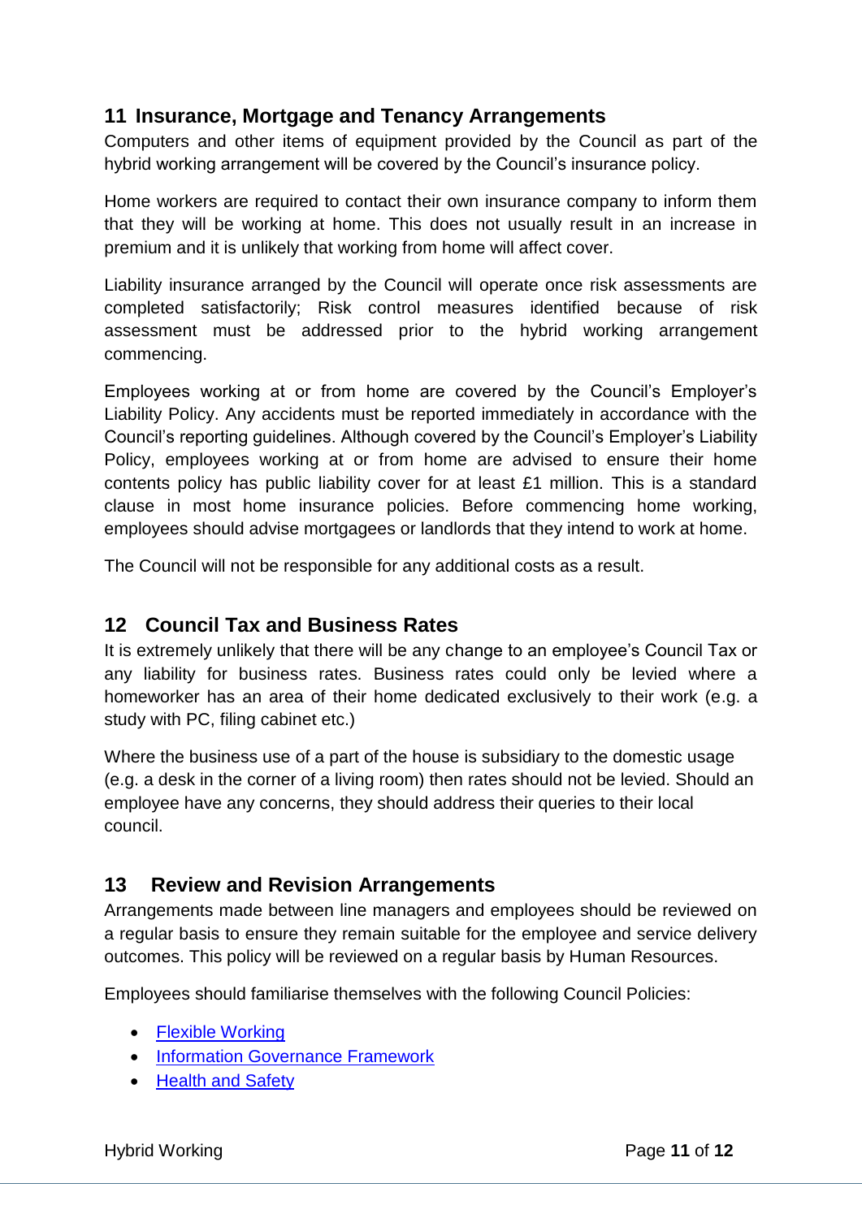## 11 Insurance, Mortgage and Tenancy Arrangements

Computers and other items of equipment provided by the Council as part of the hybrid working arrangement will be covered by the Council's insurance policy.

Home workers are required to contact their own insurance company to inform them that they will be working at home. This does not usually result in an increase in premium and it is unlikely that working from home will affect cover.

Liability insurance arranged by the Council will operate once risk assessments are completed satisfactorily; Risk control measures identified because of risk assessment must be addressed prior to the hybrid working arrangement commencing.

Employees working at or from home are covered by the Council's Employer's Liability Policy. Any accidents must be reported immediately in accordance with the Council's reporting guidelines. Although covered by the Council's Employer's Liability Policy, employees working at or from home are advised to ensure their home contents policy has public liability cover for at least £1 million. This is a standard clause in most home insurance policies. Before commencing home working, employees should advise mortgagees or landlords that they intend to work at home.

The Council will not be responsible for any additional costs as a result.

## 12 Council Tax and Business Rates

It is extremely unlikely that there will be any change to an employee's Council Tax or any liability for business rates. Business rates could only be levied where a homeworker has an area of their home dedicated exclusively to their work (e.g. a study with PC, filing cabinet etc.)

Where the business use of a part of the house is subsidiary to the domestic usage (e.g. a desk in the corner of a living room) then rates should not be levied. Should an employee have any concerns, they should address their queries to their local council.

## 13 Review and Revision Arrangements

Arrangements made between line managers and employees should be reviewed on a regular basis to ensure they remain suitable for the employee and service delivery outcomes. This policy will be reviewed on a regular basis by Human Resources.

Employees should familiarise themselves with the following Council Policies:

- Flexible Working
- Information Governance Framework
- Health and Safety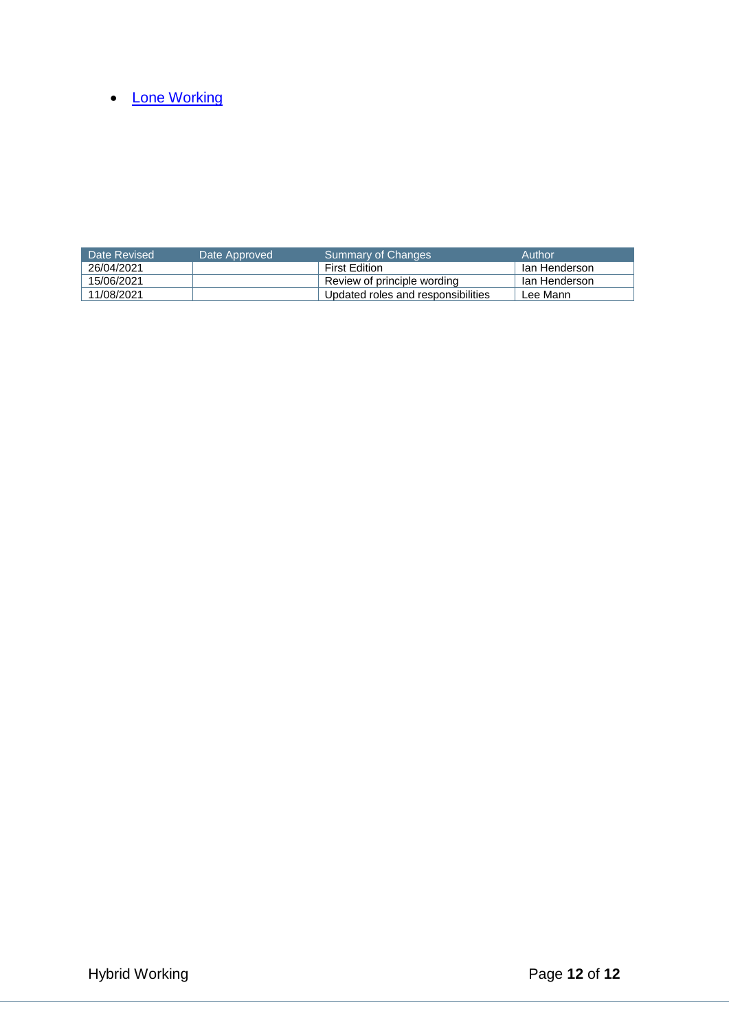- Lone Working

| Date Revised | Date Approved | Summary of Changes | Author |
| --- | --- | --- | --- |
| 26/04/2021 | | First Edition | Ian Henderson |
| 15/06/2021 | | Review of principle wording | Ian Henderson |
| 11/08/2021 | | Updated roles and responsibilities | Lee Mann |